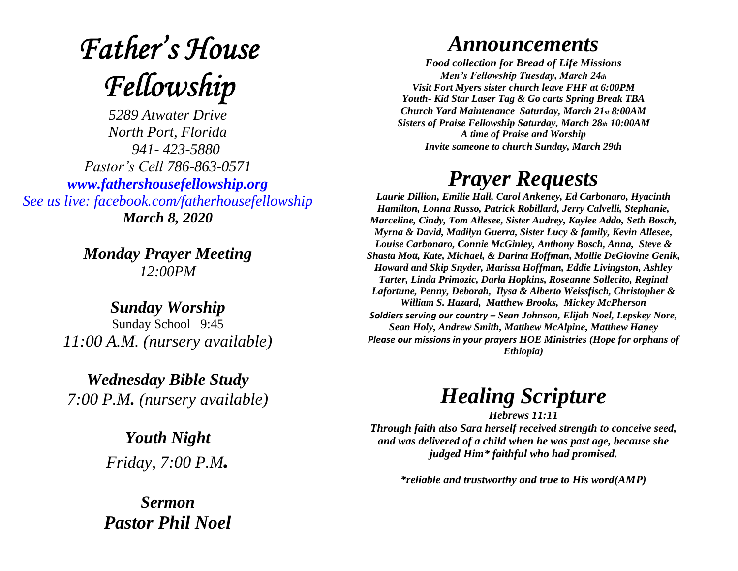# *Father's House Fellowship*

*5289 Atwater Drive*
*North Port, Florida*
*941- 423-5880*
*Pastor's Cell 786-863-0571*
***www.fathershousefellowship.org***
*See us live: facebook.com/fatherhousefellowship*
***March 8, 2020***

***Monday Prayer Meeting***
*12:00PM*

***Sunday Worship***
Sunday School 9:45
*11:00 A.M. (nursery available)*

***Wednesday Bible Study***
*7:00 P.M. (nursery available)*

***Youth Night***
*Friday, 7:00 P.M.*

***Sermon***
***Pastor Phil Noel***

# *Announcements*

***Food collection for Bread of Life Missions***
***Men's Fellowship Tuesday, March 24th***
***Visit Fort Myers sister church leave FHF at 6:00PM***
***Youth- Kid Star Laser Tag & Go carts Spring Break TBA***
***Church Yard Maintenance Saturday, March 21st 8:00AM***
***Sisters of Praise Fellowship Saturday, March 28th 10:00AM***
***A time of Praise and Worship***
***Invite someone to church Sunday, March 29th***

# *Prayer Requests*

***Laurie Dillion, Emilie Hall, Carol Ankeney, Ed Carbonaro, Hyacinth Hamilton, Lonna Russo, Patrick Robillard, Jerry Calvelli, Stephanie, Marceline, Cindy, Tom Allesee, Sister Audrey, Kaylee Addo, Seth Bosch, Myrna & David, Madilyn Guerra, Sister Lucy & family, Kevin Allesee, Louise Carbonaro, Connie McGinley, Anthony Bosch, Anna, Steve & Shasta Mott, Kate, Michael, & Darina Hoffman, Mollie DeGiovine Genik, Howard and Skip Snyder, Marissa Hoffman, Eddie Livingston, Ashley Tarter, Linda Primozic, Darla Hopkins, Roseanne Sollecito, Reginal Lafortune, Penny, Deborah, Ilysa & Alberto Weissfisch, Christopher & William S. Hazard, Matthew Brooks, Mickey McPherson***
***Soldiers serving our country – Sean Johnson, Elijah Noel, Lepskey Nore, Sean Holy, Andrew Smith, Matthew McAlpine, Matthew Haney***
***Please our missions in your prayers HOE Ministries (Hope for orphans of Ethiopia)***

# *Healing Scripture*

***Hebrews 11:11***
***Through faith also Sara herself received strength to conceive seed, and was delivered of a child when he was past age, because she judged Him\* faithful who had promised.***

***\*reliable and trustworthy and true to His word(AMP)***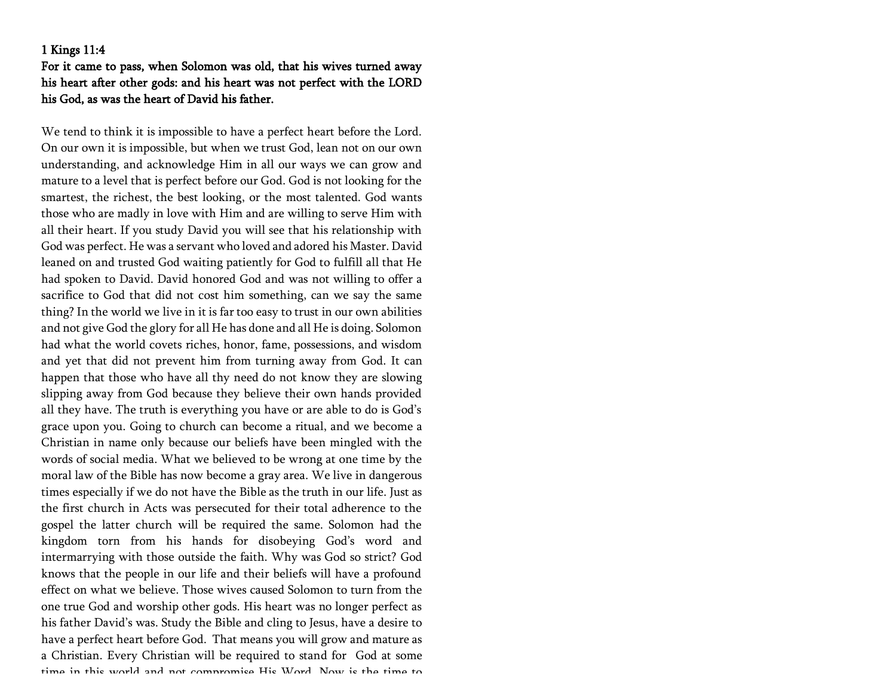**1 Kings 11:4**
**For it came to pass, when Solomon was old, that his wives turned away his heart after other gods: and his heart was not perfect with the LORD his God, as was the heart of David his father.**

We tend to think it is impossible to have a perfect heart before the Lord. On our own it is impossible, but when we trust God, lean not on our own understanding, and acknowledge Him in all our ways we can grow and mature to a level that is perfect before our God. God is not looking for the smartest, the richest, the best looking, or the most talented. God wants those who are madly in love with Him and are willing to serve Him with all their heart. If you study David you will see that his relationship with God was perfect. He was a servant who loved and adored his Master. David leaned on and trusted God waiting patiently for God to fulfill all that He had spoken to David. David honored God and was not willing to offer a sacrifice to God that did not cost him something, can we say the same thing? In the world we live in it is far too easy to trust in our own abilities and not give God the glory for all He has done and all He is doing. Solomon had what the world covets riches, honor, fame, possessions, and wisdom and yet that did not prevent him from turning away from God. It can happen that those who have all thy need do not know they are slowing slipping away from God because they believe their own hands provided all they have. The truth is everything you have or are able to do is God's grace upon you. Going to church can become a ritual, and we become a Christian in name only because our beliefs have been mingled with the words of social media. What we believed to be wrong at one time by the moral law of the Bible has now become a gray area. We live in dangerous times especially if we do not have the Bible as the truth in our life. Just as the first church in Acts was persecuted for their total adherence to the gospel the latter church will be required the same. Solomon had the kingdom torn from his hands for disobeying God's word and intermarrying with those outside the faith. Why was God so strict? God knows that the people in our life and their beliefs will have a profound effect on what we believe. Those wives caused Solomon to turn from the one true God and worship other gods. His heart was no longer perfect as his father David's was. Study the Bible and cling to Jesus, have a desire to have a perfect heart before God. That means you will grow and mature as a Christian. Every Christian will be required to stand for God at some time in this world and not compromise His Word. Now is the time to